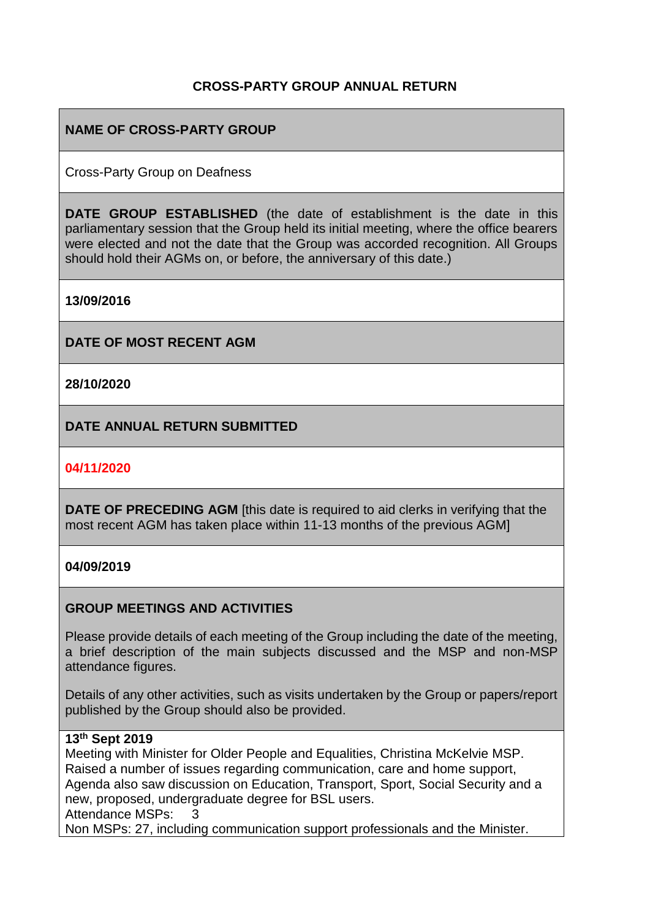**CROSS-PARTY GROUP ANNUAL RETURN**

**NAME OF CROSS-PARTY GROUP**

Cross-Party Group on Deafness

**DATE GROUP ESTABLISHED** (the date of establishment is the date in this parliamentary session that the Group held its initial meeting, where the office bearers were elected and not the date that the Group was accorded recognition. All Groups should hold their AGMs on, or before, the anniversary of this date.)

**13/09/2016**

**DATE OF MOST RECENT AGM**

**28/10/2020**

**DATE ANNUAL RETURN SUBMITTED**

**04/11/2020**

**DATE OF PRECEDING AGM** [this date is required to aid clerks in verifying that the most recent AGM has taken place within 11-13 months of the previous AGM]

**04/09/2019**

**GROUP MEETINGS AND ACTIVITIES**

Please provide details of each meeting of the Group including the date of the meeting, a brief description of the main subjects discussed and the MSP and non-MSP attendance figures.

Details of any other activities, such as visits undertaken by the Group or papers/report published by the Group should also be provided.

**13th Sept 2019**
Meeting with Minister for Older People and Equalities, Christina McKelvie MSP. Raised a number of issues regarding communication, care and home support, Agenda also saw discussion on Education, Transport, Sport, Social Security and a new, proposed, undergraduate degree for BSL users.
Attendance MSPs: 3
Non MSPs: 27, including communication support professionals and the Minister.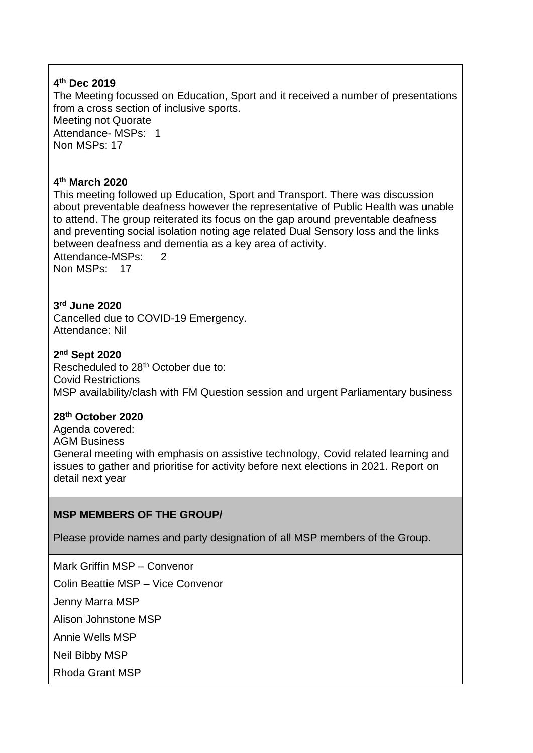**4th Dec 2019**
The Meeting focussed on Education, Sport and it received a number of presentations from a cross section of inclusive sports.
Meeting not Quorate
Attendance- MSPs: 1
Non MSPs: 17

**4th March 2020**
This meeting followed up Education, Sport and Transport. There was discussion about preventable deafness however the representative of Public Health was unable to attend. The group reiterated its focus on the gap around preventable deafness and preventing social isolation noting age related Dual Sensory loss and the links between deafness and dementia as a key area of activity.
Attendance-MSPs: 2
Non MSPs: 17

**3rd June 2020**
Cancelled due to COVID-19 Emergency.
Attendance: Nil

**2nd Sept 2020**
Rescheduled to 28th October due to:
Covid Restrictions
MSP availability/clash with FM Question session and urgent Parliamentary business

**28th October 2020**
Agenda covered:
AGM Business
General meeting with emphasis on assistive technology, Covid related learning and issues to gather and prioritise for activity before next elections in 2021. Report on detail next year

**MSP MEMBERS OF THE GROUP/**

Please provide names and party designation of all MSP members of the Group.

Mark Griffin MSP – Convenor

Colin Beattie MSP – Vice Convenor

Jenny Marra MSP

Alison Johnstone MSP

Annie Wells MSP

Neil Bibby MSP

Rhoda Grant MSP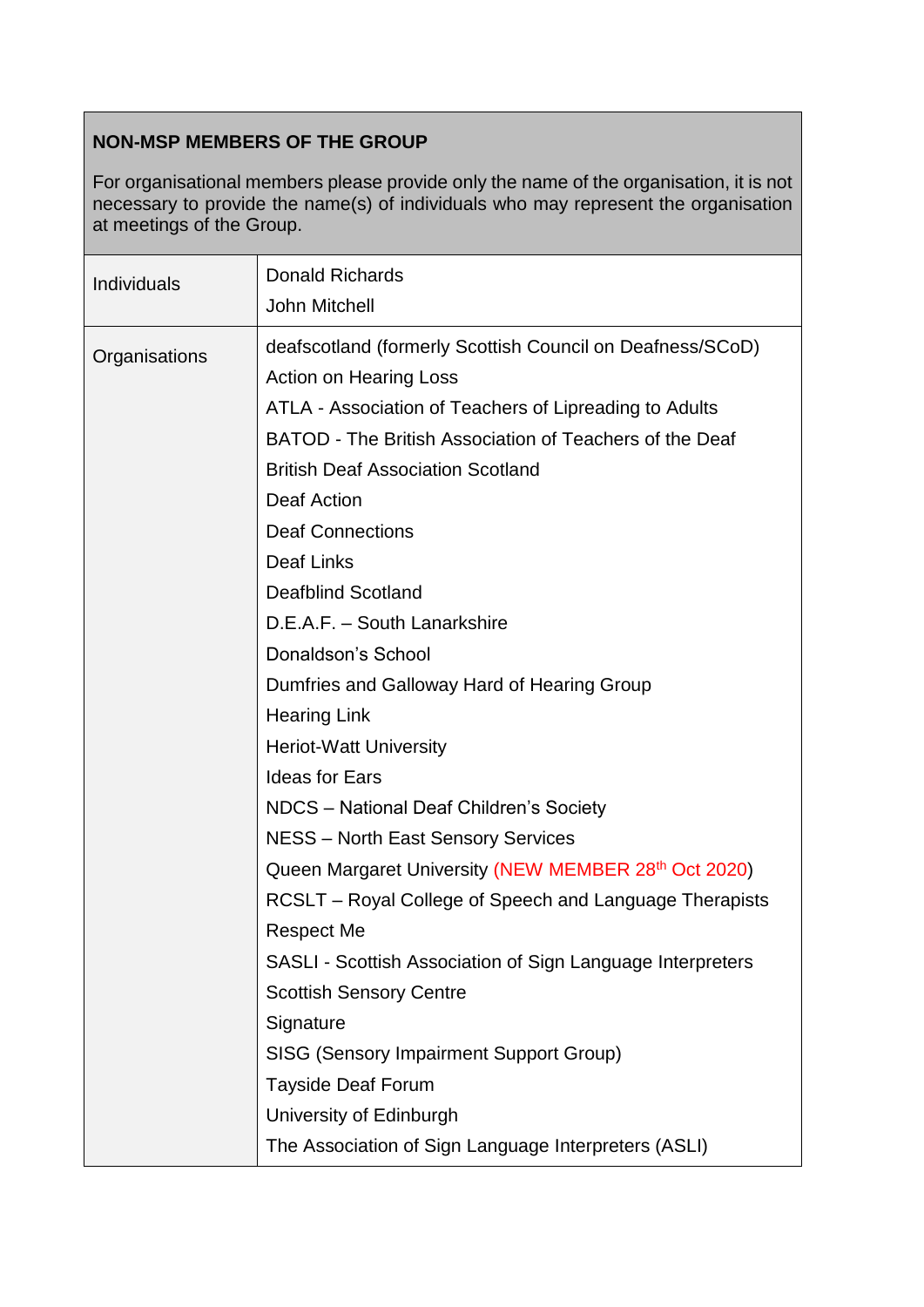| NON-MSP MEMBERS OF THE GROUP<br><br>For organisational members please provide only the name of the organisation, it is not necessary to provide the name(s) of individuals who may represent the organisation at meetings of the Group. | |
|---|---|
| Individuals | Donald Richards<br>John Mitchell |
| Organisations | deafscotland (formerly Scottish Council on Deafness/SCoD)<br>Action on Hearing Loss<br>ATLA - Association of Teachers of Lipreading to Adults<br>BATOD - The British Association of Teachers of the Deaf<br>British Deaf Association Scotland<br>Deaf Action<br>Deaf Connections<br>Deaf Links<br>Deafblind Scotland<br>D.E.A.F. – South Lanarkshire<br>Donaldson's School<br>Dumfries and Galloway Hard of Hearing Group<br>Hearing Link<br>Heriot-Watt University<br>Ideas for Ears<br>NDCS – National Deaf Children's Society<br>NESS – North East Sensory Services<br>Queen Margaret University (NEW MEMBER 28th Oct 2020)<br>RCSLT – Royal College of Speech and Language Therapists<br>Respect Me<br>SASLI - Scottish Association of Sign Language Interpreters<br>Scottish Sensory Centre<br>Signature<br>SISG (Sensory Impairment Support Group)<br>Tayside Deaf Forum<br>University of Edinburgh<br>The Association of Sign Language Interpreters (ASLI) |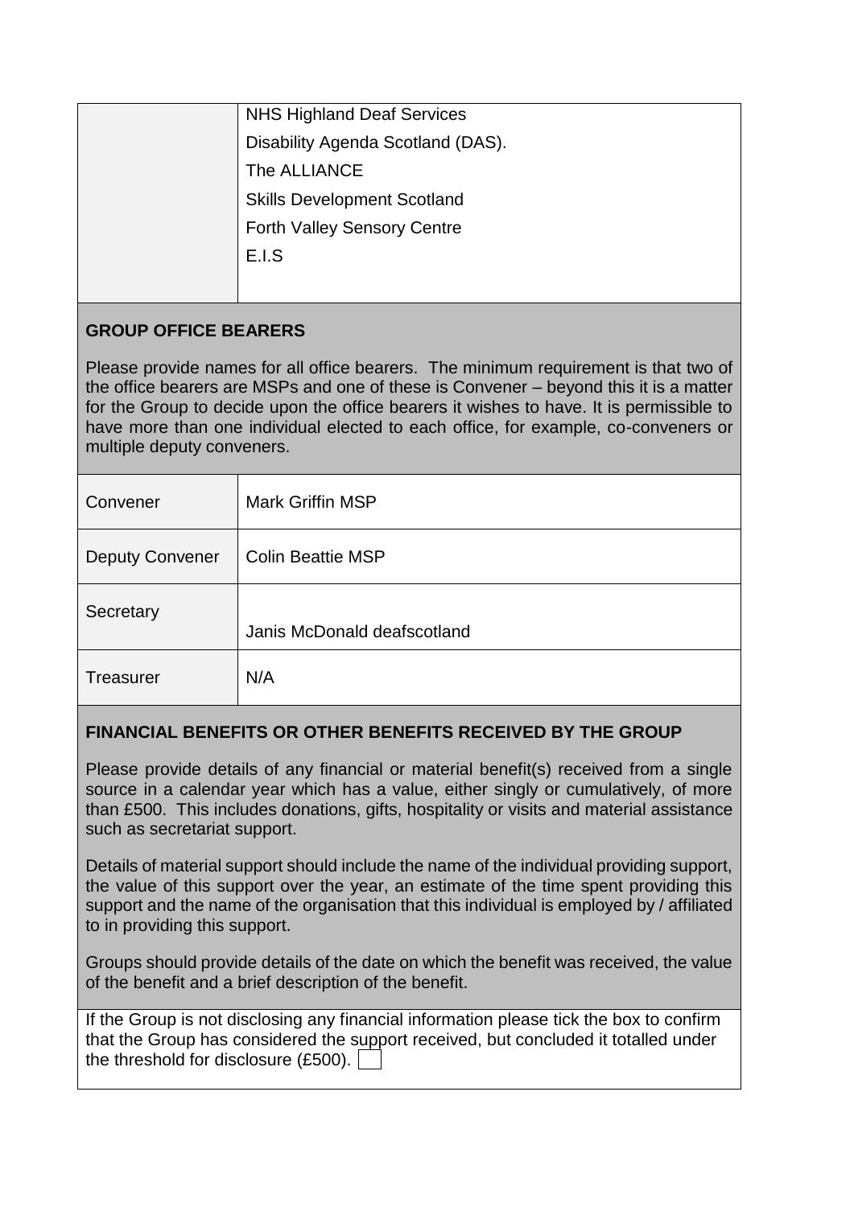| | |
|---|---|
| | NHS Highland Deaf Services<br>Disability Agenda Scotland (DAS).<br>The ALLIANCE<br>Skills Development Scotland<br>Forth Valley Sensory Centre<br>E.I.S |

## GROUP OFFICE BEARERS

Please provide names for all office bearers. The minimum requirement is that two of the office bearers are MSPs and one of these is Convener – beyond this it is a matter for the Group to decide upon the office bearers it wishes to have. It is permissible to have more than one individual elected to each office, for example, co-conveners or multiple deputy conveners.

| | |
|---|---|
| Convener | Mark Griffin MSP |
| Deputy Convener | Colin Beattie MSP |
| Secretary | Janis McDonald deafscotland |
| Treasurer | N/A |

## FINANCIAL BENEFITS OR OTHER BENEFITS RECEIVED BY THE GROUP

Please provide details of any financial or material benefit(s) received from a single source in a calendar year which has a value, either singly or cumulatively, of more than £500. This includes donations, gifts, hospitality or visits and material assistance such as secretariat support.

Details of material support should include the name of the individual providing support, the value of this support over the year, an estimate of the time spent providing this support and the name of the organisation that this individual is employed by / affiliated to in providing this support.

Groups should provide details of the date on which the benefit was received, the value of the benefit and a brief description of the benefit.

If the Group is not disclosing any financial information please tick the box to confirm that the Group has considered the support received, but concluded it totalled under the threshold for disclosure (£500). ☐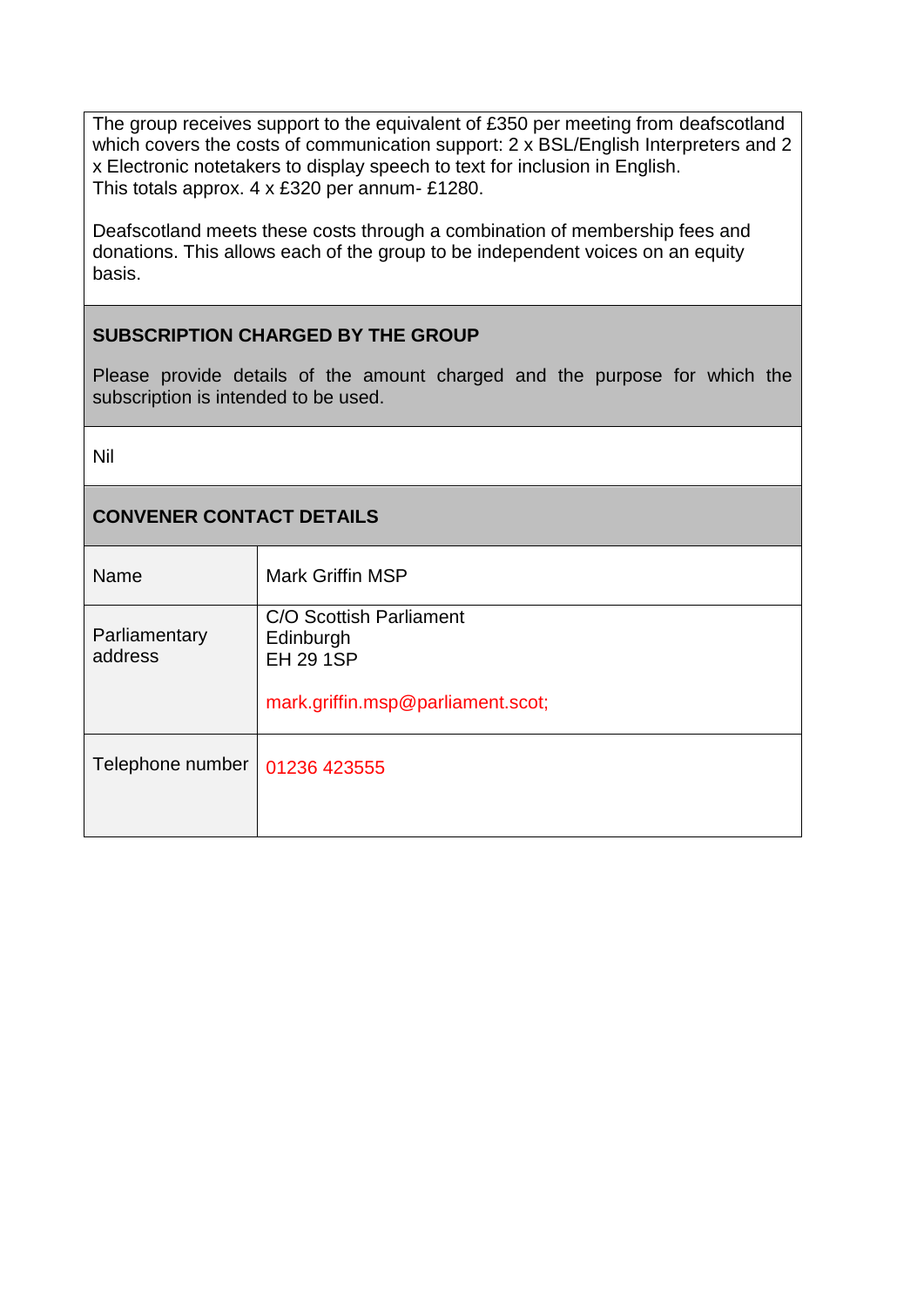The group receives support to the equivalent of £350 per meeting from deafscotland which covers the costs of communication support: 2 x BSL/English Interpreters and 2 x Electronic notetakers to display speech to text for inclusion in English.
This totals approx. 4 x £320 per annum- £1280.

Deafscotland meets these costs through a combination of membership fees and donations. This allows each of the group to be independent voices on an equity basis.

**SUBSCRIPTION CHARGED BY THE GROUP**

Please provide details of the amount charged and the purpose for which the subscription is intended to be used.

Nil

**CONVENER CONTACT DETAILS**

| | |
|---|---|
| Name | Mark Griffin MSP |
| Parliamentary address | C/O Scottish Parliament<br>Edinburgh<br>EH 29 1SP<br><br>mark.griffin.msp@parliament.scot; |
| Telephone number | 01236 423555 |